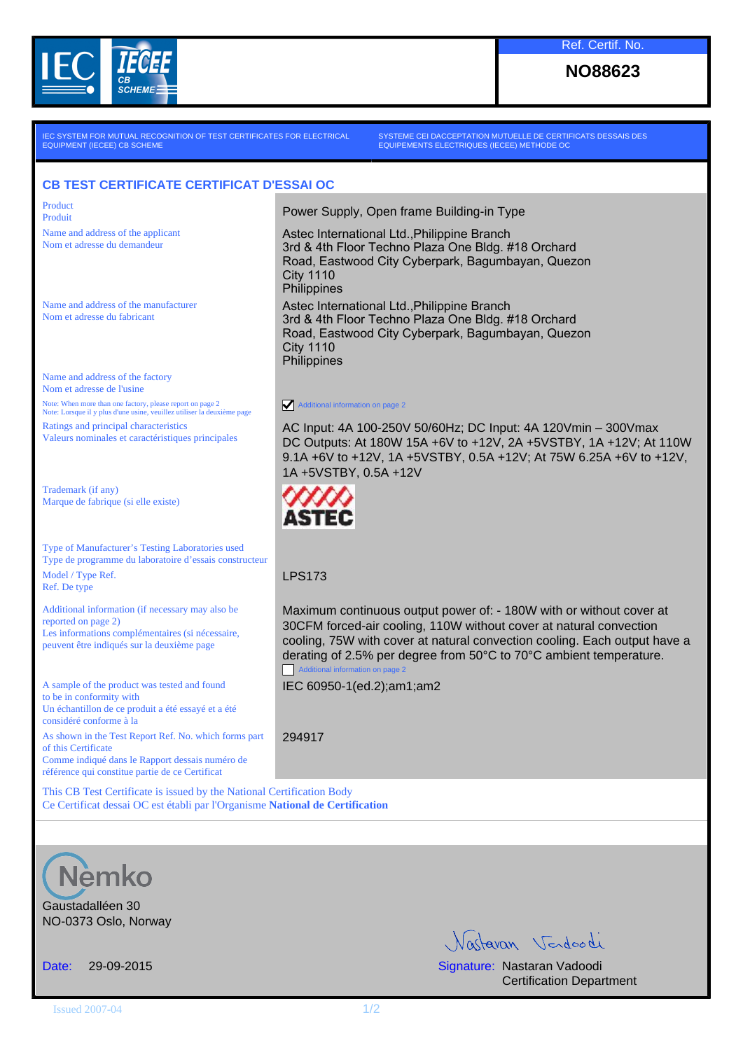IEC IECEE CB SCHEME

Ref. Certif. No.

**NO88623**

IEC SYSTEM FOR MUTUAL RECOGNITION OF TEST CERTIFICATES FOR ELECTRICAL EQUIPMENT (IECEE) CB SCHEME

SYSTEME CEI DACCEPTATION MUTUELLE DE CERTIFICATS DESSAIS DES EQUIPEMENTS ELECTRIQUES (IECEE) METHODE OC

## CB TEST CERTIFICATE CERTIFICAT D'ESSAI OC

| | |
|---|---|
| Product<br>Produit | Power Supply, Open frame Building-in Type |
| Name and address of the applicant<br>Nom et adresse du demandeur | Astec International Ltd.,Philippine Branch<br>3rd & 4th Floor Techno Plaza One Bldg. #18 Orchard Road, Eastwood City Cyberpark, Bagumbayan, Quezon City 1110<br>Philippines |
| Name and address of the manufacturer<br>Nom et adresse du fabricant | Astec International Ltd.,Philippine Branch<br>3rd & 4th Floor Techno Plaza One Bldg. #18 Orchard Road, Eastwood City Cyberpark, Bagumbayan, Quezon City 1110<br>Philippines |
| Name and address of the factory<br>Nom et adresse de l'usine<br>Note: When more than one factory, please report on page 2<br>Note: Lorsque il y plus d'une usine, veuillez utiliser la deuxième page | ☑ Additional information on page 2 |
| Ratings and principal characteristics<br>Valeurs nominales et caractéristiques principales | AC Input: 4A 100-250V 50/60Hz; DC Input: 4A 120Vmin – 300Vmax<br>DC Outputs: At 180W 15A +6V to +12V, 2A +5VSTBY, 1A +12V; At 110W 9.1A +6V to +12V, 1A +5VSTBY, 0.5A +12V; At 75W 6.25A +6V to +12V, 1A +5VSTBY, 0.5A +12V |
| Trademark (if any)<br>Marque de fabrique (si elle existe) | ASTEC |
| Type of Manufacturer's Testing Laboratories used<br>Type de programme du laboratoire d'essais constructeur | |
| Model / Type Ref.<br>Ref. De type | LPS173 |
| Additional information (if necessary may also be reported on page 2)<br>Les informations complémentaires (si nécessaire, peuvent être indiqués sur la deuxième page | Maximum continuous output power of: - 180W with or without cover at 30CFM forced-air cooling, 110W without cover at natural convection cooling, 75W with cover at natural convection cooling. Each output have a derating of 2.5% per degree from 50°C to 70°C ambient temperature.<br>☐ Additional information on page 2 |
| A sample of the product was tested and found to be in conformity with<br>Un échantillon de ce produit a été essayé et a été considéré conforme à la | IEC 60950-1(ed.2);am1;am2 |
| As shown in the Test Report Ref. No. which forms part of this Certificate<br>Comme indiqué dans le Rapport dessais numéro de référence qui constitue partie de ce Certificat | 294917 |

This CB Test Certificate is issued by the National Certification Body
Ce Certificat dessai OC est établi par l'Organisme **National de Certification**

Nemko
Gaustadalléen 30
NO-0373 Oslo, Norway

Date: 29-09-2015

Signature: Nastaran Vadoodi
Certification Department

Issued 2007-04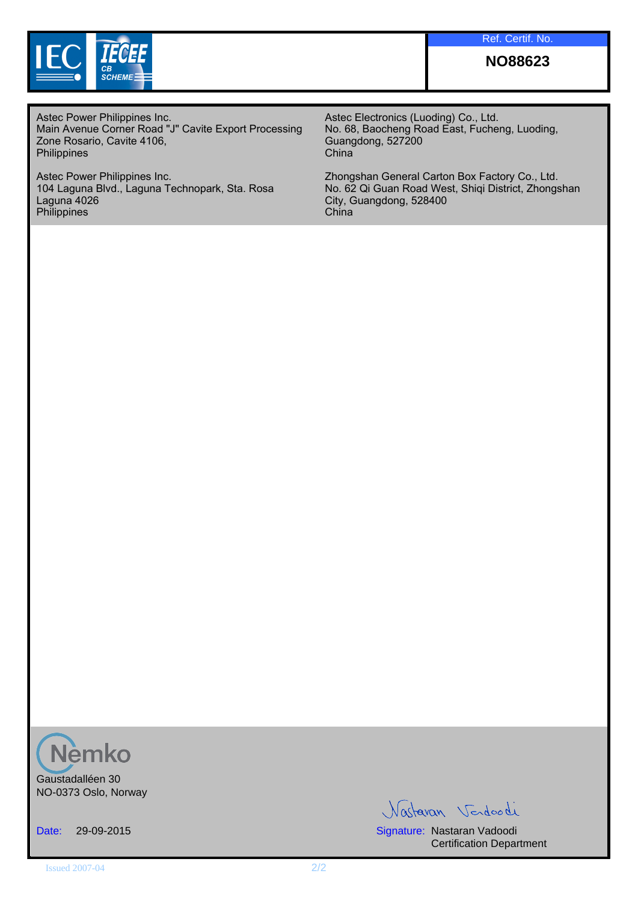Ref. Certif. No.

**NO88623**

Astec Power Philippines Inc.
Main Avenue Corner Road "J" Cavite Export Processing Zone Rosario, Cavite 4106,
Philippines

Astec Electronics (Luoding) Co., Ltd.
No. 68, Baocheng Road East, Fucheng, Luoding, Guangdong, 527200
China

Astec Power Philippines Inc.
104 Laguna Blvd., Laguna Technopark, Sta. Rosa Laguna 4026
Philippines

Zhongshan General Carton Box Factory Co., Ltd.
No. 62 Qi Guan Road West, Shiqi District, Zhongshan City, Guangdong, 528400
China

Nemko
Gaustadalléen 30
NO-0373 Oslo, Norway

Date: 29-09-2015

Signature: Nastaran Vadoodi
Certification Department

Issued 2007-04